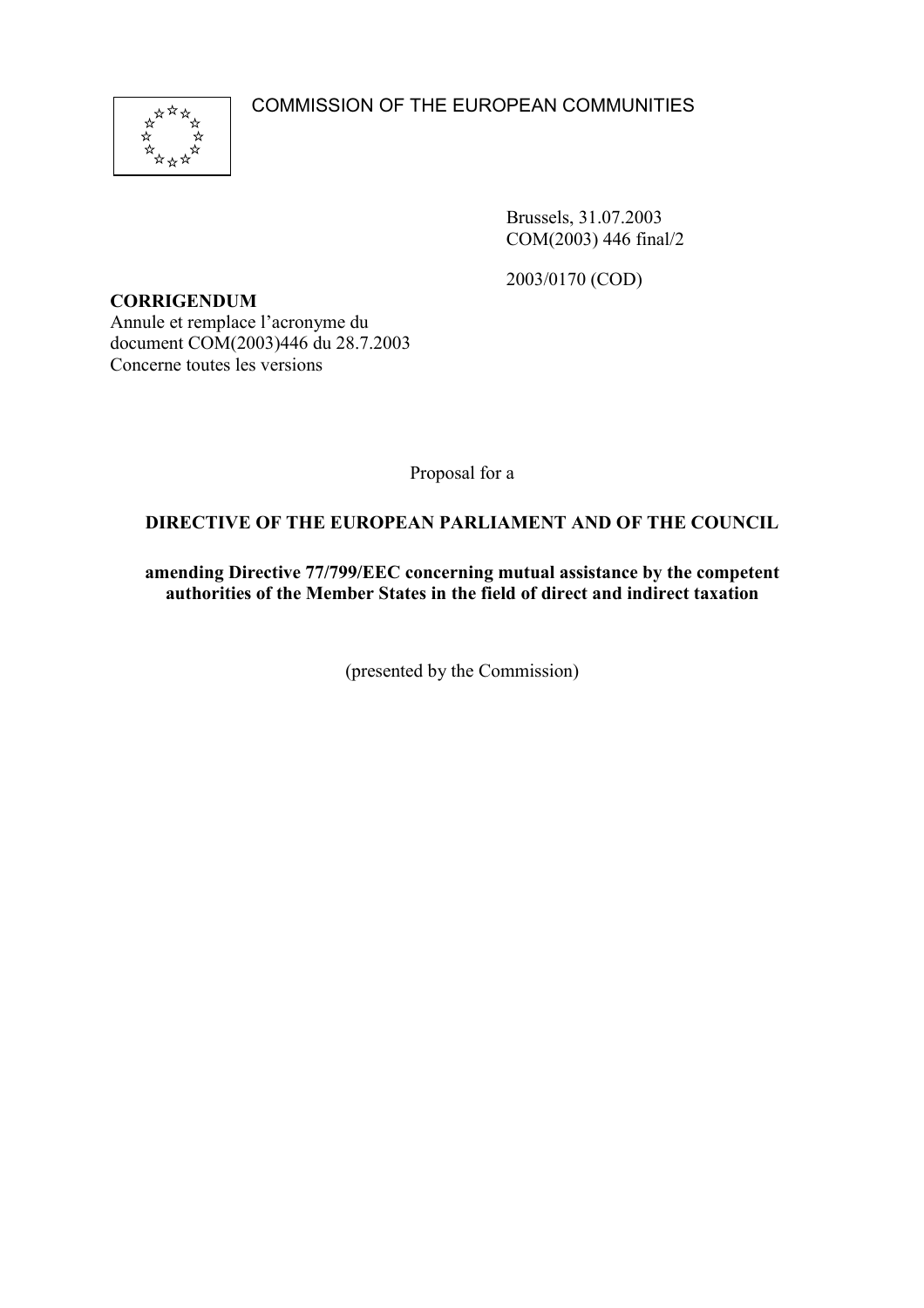COMMISSION OF THE EUROPEAN COMMUNITIES

Brussels, 31.07.2003
COM(2003) 446 final/2

2003/0170 (COD)

**CORRIGENDUM**
Annule et remplace l'acronyme du document COM(2003)446 du 28.7.2003
Concerne toutes les versions

Proposal for a

**DIRECTIVE OF THE EUROPEAN PARLIAMENT AND OF THE COUNCIL**

**amending Directive 77/799/EEC concerning mutual assistance by the competent authorities of the Member States in the field of direct and indirect taxation**

(presented by the Commission)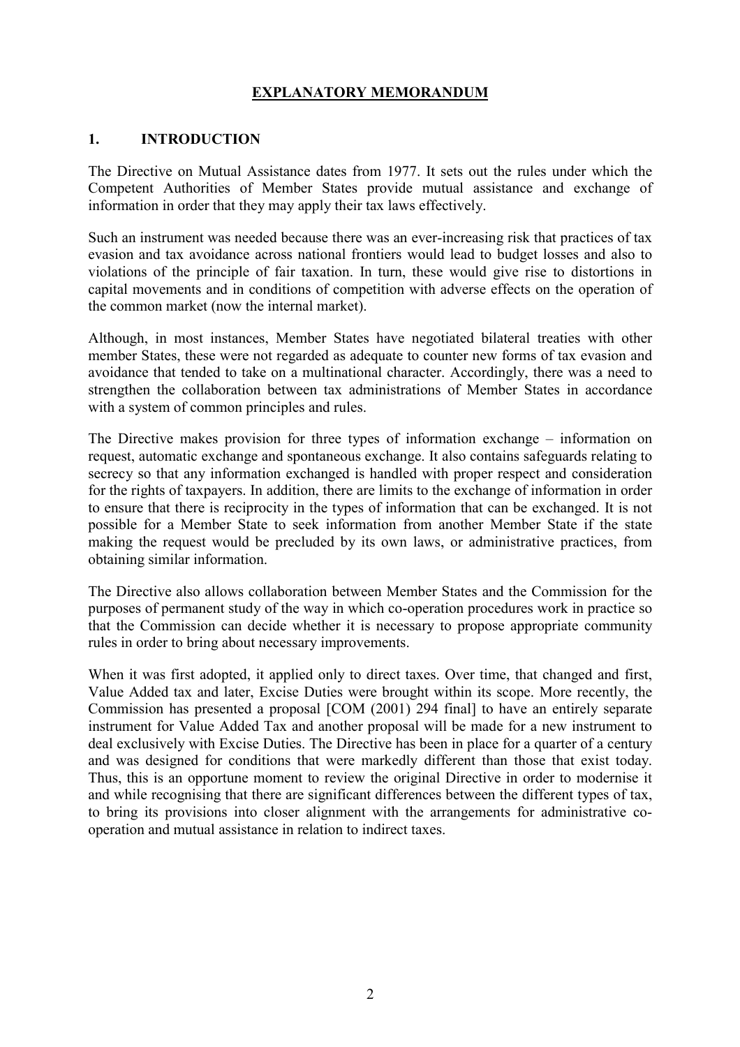# EXPLANATORY MEMORANDUM

## 1. INTRODUCTION

The Directive on Mutual Assistance dates from 1977. It sets out the rules under which the Competent Authorities of Member States provide mutual assistance and exchange of information in order that they may apply their tax laws effectively.

Such an instrument was needed because there was an ever-increasing risk that practices of tax evasion and tax avoidance across national frontiers would lead to budget losses and also to violations of the principle of fair taxation. In turn, these would give rise to distortions in capital movements and in conditions of competition with adverse effects on the operation of the common market (now the internal market).

Although, in most instances, Member States have negotiated bilateral treaties with other member States, these were not regarded as adequate to counter new forms of tax evasion and avoidance that tended to take on a multinational character. Accordingly, there was a need to strengthen the collaboration between tax administrations of Member States in accordance with a system of common principles and rules.

The Directive makes provision for three types of information exchange – information on request, automatic exchange and spontaneous exchange. It also contains safeguards relating to secrecy so that any information exchanged is handled with proper respect and consideration for the rights of taxpayers. In addition, there are limits to the exchange of information in order to ensure that there is reciprocity in the types of information that can be exchanged. It is not possible for a Member State to seek information from another Member State if the state making the request would be precluded by its own laws, or administrative practices, from obtaining similar information.

The Directive also allows collaboration between Member States and the Commission for the purposes of permanent study of the way in which co-operation procedures work in practice so that the Commission can decide whether it is necessary to propose appropriate community rules in order to bring about necessary improvements.

When it was first adopted, it applied only to direct taxes. Over time, that changed and first, Value Added tax and later, Excise Duties were brought within its scope. More recently, the Commission has presented a proposal [COM (2001) 294 final] to have an entirely separate instrument for Value Added Tax and another proposal will be made for a new instrument to deal exclusively with Excise Duties. The Directive has been in place for a quarter of a century and was designed for conditions that were markedly different than those that exist today. Thus, this is an opportune moment to review the original Directive in order to modernise it and while recognising that there are significant differences between the different types of tax, to bring its provisions into closer alignment with the arrangements for administrative co-operation and mutual assistance in relation to indirect taxes.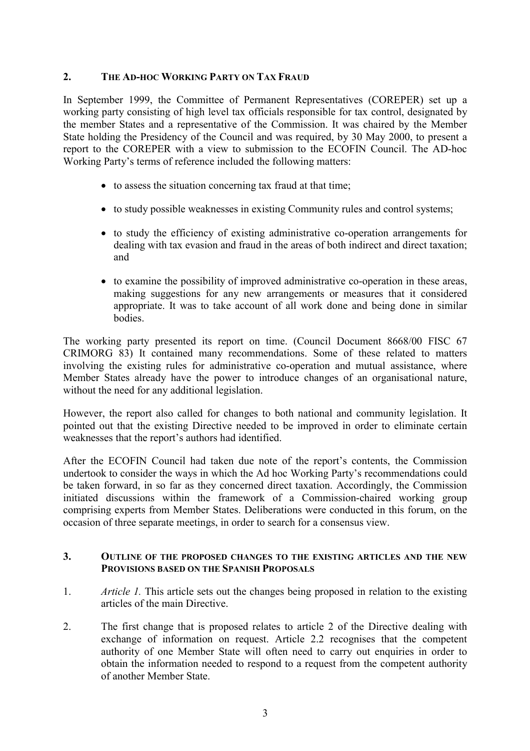## 2. THE AD-HOC WORKING PARTY ON TAX FRAUD

In September 1999, the Committee of Permanent Representatives (COREPER) set up a working party consisting of high level tax officials responsible for tax control, designated by the member States and a representative of the Commission. It was chaired by the Member State holding the Presidency of the Council and was required, by 30 May 2000, to present a report to the COREPER with a view to submission to the ECOFIN Council. The AD-hoc Working Party's terms of reference included the following matters:

- to assess the situation concerning tax fraud at that time;
- to study possible weaknesses in existing Community rules and control systems;
- to study the efficiency of existing administrative co-operation arrangements for dealing with tax evasion and fraud in the areas of both indirect and direct taxation; and
- to examine the possibility of improved administrative co-operation in these areas, making suggestions for any new arrangements or measures that it considered appropriate. It was to take account of all work done and being done in similar bodies.

The working party presented its report on time. (Council Document 8668/00 FISC 67 CRIMORG 83) It contained many recommendations. Some of these related to matters involving the existing rules for administrative co-operation and mutual assistance, where Member States already have the power to introduce changes of an organisational nature, without the need for any additional legislation.

However, the report also called for changes to both national and community legislation. It pointed out that the existing Directive needed to be improved in order to eliminate certain weaknesses that the report's authors had identified.

After the ECOFIN Council had taken due note of the report's contents, the Commission undertook to consider the ways in which the Ad hoc Working Party's recommendations could be taken forward, in so far as they concerned direct taxation. Accordingly, the Commission initiated discussions within the framework of a Commission-chaired working group comprising experts from Member States. Deliberations were conducted in this forum, on the occasion of three separate meetings, in order to search for a consensus view.

## 3. OUTLINE OF THE PROPOSED CHANGES TO THE EXISTING ARTICLES AND THE NEW PROVISIONS BASED ON THE SPANISH PROPOSALS

1. *Article 1.* This article sets out the changes being proposed in relation to the existing articles of the main Directive.

2. The first change that is proposed relates to article 2 of the Directive dealing with exchange of information on request. Article 2.2 recognises that the competent authority of one Member State will often need to carry out enquiries in order to obtain the information needed to respond to a request from the competent authority of another Member State.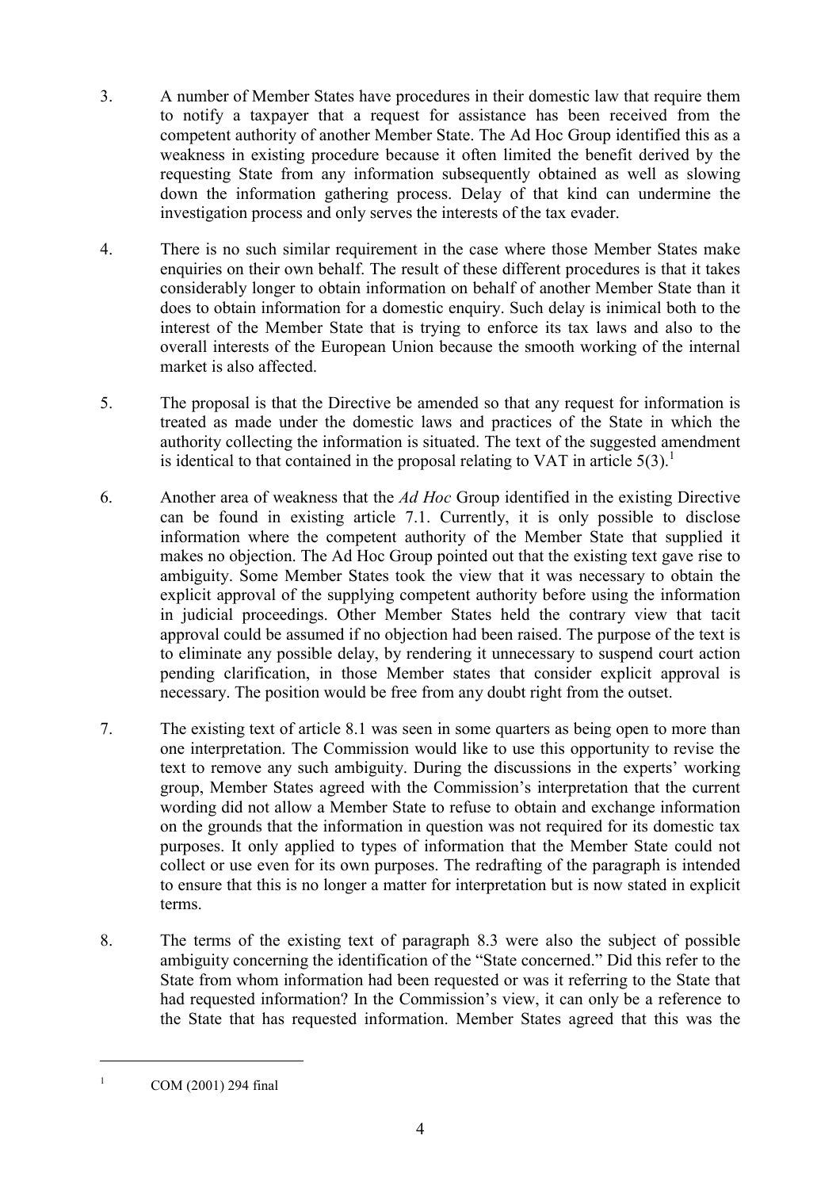3. A number of Member States have procedures in their domestic law that require them to notify a taxpayer that a request for assistance has been received from the competent authority of another Member State. The Ad Hoc Group identified this as a weakness in existing procedure because it often limited the benefit derived by the requesting State from any information subsequently obtained as well as slowing down the information gathering process. Delay of that kind can undermine the investigation process and only serves the interests of the tax evader.

4. There is no such similar requirement in the case where those Member States make enquiries on their own behalf. The result of these different procedures is that it takes considerably longer to obtain information on behalf of another Member State than it does to obtain information for a domestic enquiry. Such delay is inimical both to the interest of the Member State that is trying to enforce its tax laws and also to the overall interests of the European Union because the smooth working of the internal market is also affected.

5. The proposal is that the Directive be amended so that any request for information is treated as made under the domestic laws and practices of the State in which the authority collecting the information is situated. The text of the suggested amendment is identical to that contained in the proposal relating to VAT in article 5(3).[1]

6. Another area of weakness that the *Ad Hoc* Group identified in the existing Directive can be found in existing article 7.1. Currently, it is only possible to disclose information where the competent authority of the Member State that supplied it makes no objection. The Ad Hoc Group pointed out that the existing text gave rise to ambiguity. Some Member States took the view that it was necessary to obtain the explicit approval of the supplying competent authority before using the information in judicial proceedings. Other Member States held the contrary view that tacit approval could be assumed if no objection had been raised. The purpose of the text is to eliminate any possible delay, by rendering it unnecessary to suspend court action pending clarification, in those Member states that consider explicit approval is necessary. The position would be free from any doubt right from the outset.

7. The existing text of article 8.1 was seen in some quarters as being open to more than one interpretation. The Commission would like to use this opportunity to revise the text to remove any such ambiguity. During the discussions in the experts' working group, Member States agreed with the Commission's interpretation that the current wording did not allow a Member State to refuse to obtain and exchange information on the grounds that the information in question was not required for its domestic tax purposes. It only applied to types of information that the Member State could not collect or use even for its own purposes. The redrafting of the paragraph is intended to ensure that this is no longer a matter for interpretation but is now stated in explicit terms.

8. The terms of the existing text of paragraph 8.3 were also the subject of possible ambiguity concerning the identification of the "State concerned." Did this refer to the State from whom information had been requested or was it referring to the State that had requested information? In the Commission's view, it can only be a reference to the State that has requested information. Member States agreed that this was the

---

[1] COM (2001) 294 final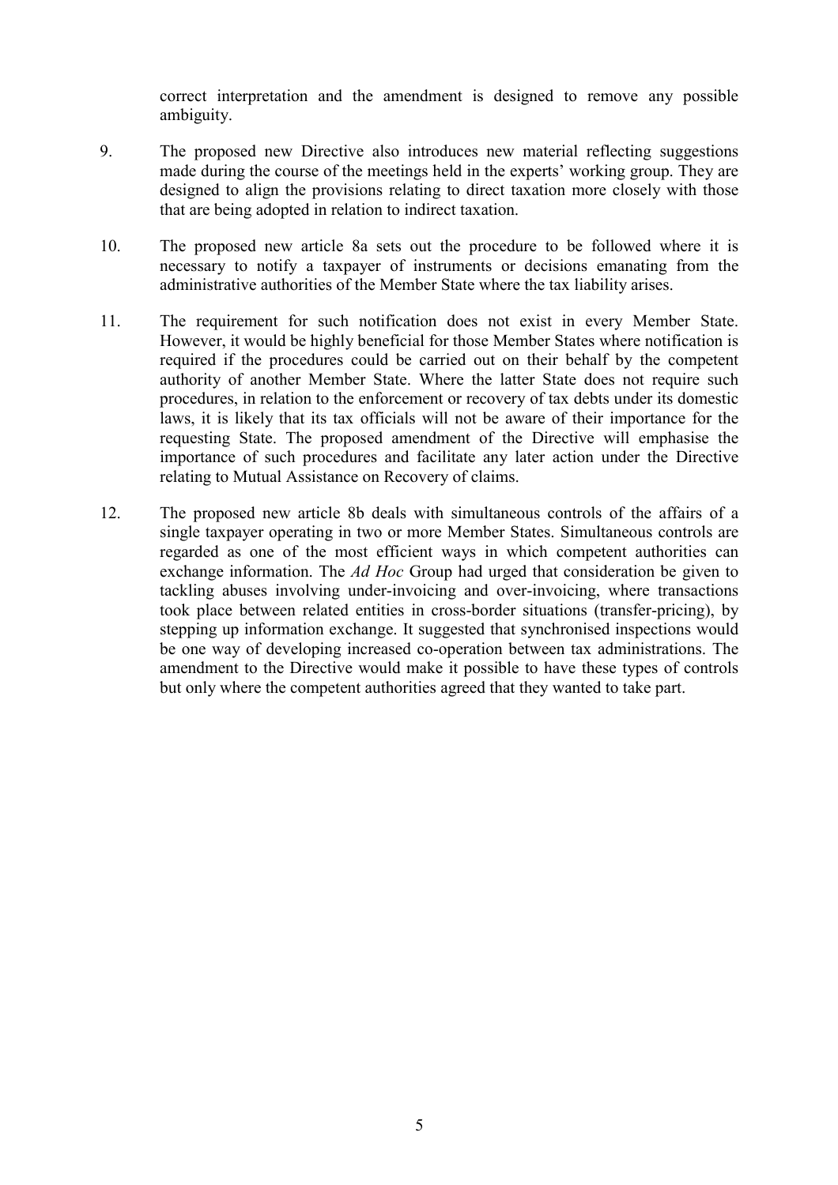correct interpretation and the amendment is designed to remove any possible ambiguity.

9. The proposed new Directive also introduces new material reflecting suggestions made during the course of the meetings held in the experts' working group. They are designed to align the provisions relating to direct taxation more closely with those that are being adopted in relation to indirect taxation.

10. The proposed new article 8a sets out the procedure to be followed where it is necessary to notify a taxpayer of instruments or decisions emanating from the administrative authorities of the Member State where the tax liability arises.

11. The requirement for such notification does not exist in every Member State. However, it would be highly beneficial for those Member States where notification is required if the procedures could be carried out on their behalf by the competent authority of another Member State. Where the latter State does not require such procedures, in relation to the enforcement or recovery of tax debts under its domestic laws, it is likely that its tax officials will not be aware of their importance for the requesting State. The proposed amendment of the Directive will emphasise the importance of such procedures and facilitate any later action under the Directive relating to Mutual Assistance on Recovery of claims.

12. The proposed new article 8b deals with simultaneous controls of the affairs of a single taxpayer operating in two or more Member States. Simultaneous controls are regarded as one of the most efficient ways in which competent authorities can exchange information. The *Ad Hoc* Group had urged that consideration be given to tackling abuses involving under-invoicing and over-invoicing, where transactions took place between related entities in cross-border situations (transfer-pricing), by stepping up information exchange. It suggested that synchronised inspections would be one way of developing increased co-operation between tax administrations. The amendment to the Directive would make it possible to have these types of controls but only where the competent authorities agreed that they wanted to take part.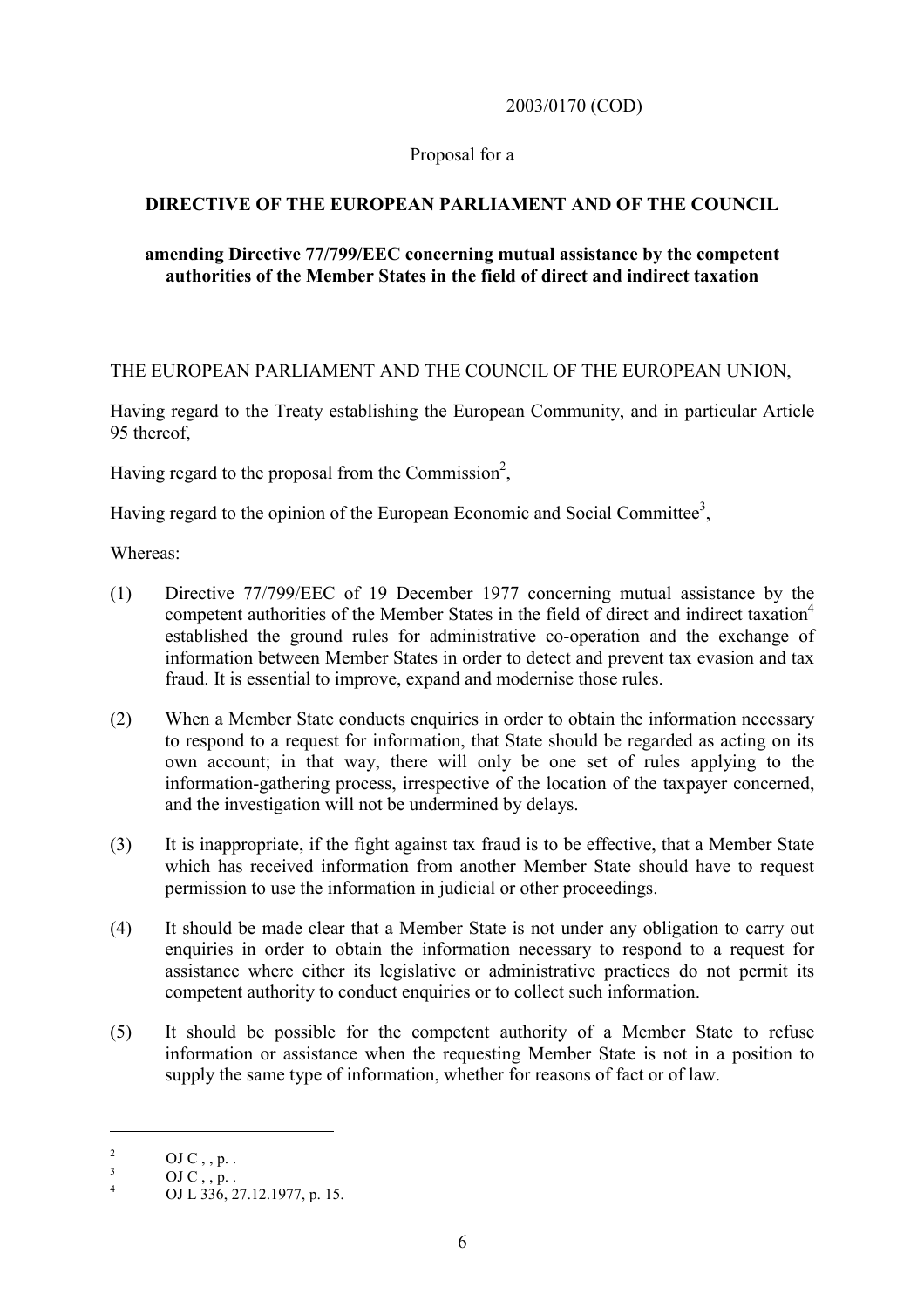2003/0170 (COD)

Proposal for a

**DIRECTIVE OF THE EUROPEAN PARLIAMENT AND OF THE COUNCIL**

**amending Directive 77/799/EEC concerning mutual assistance by the competent authorities of the Member States in the field of direct and indirect taxation**

THE EUROPEAN PARLIAMENT AND THE COUNCIL OF THE EUROPEAN UNION,

Having regard to the Treaty establishing the European Community, and in particular Article 95 thereof,

Having regard to the proposal from the Commission[2],

Having regard to the opinion of the European Economic and Social Committee[3],

Whereas:

(1) Directive 77/799/EEC of 19 December 1977 concerning mutual assistance by the competent authorities of the Member States in the field of direct and indirect taxation[4] established the ground rules for administrative co-operation and the exchange of information between Member States in order to detect and prevent tax evasion and tax fraud. It is essential to improve, expand and modernise those rules.

(2) When a Member State conducts enquiries in order to obtain the information necessary to respond to a request for information, that State should be regarded as acting on its own account; in that way, there will only be one set of rules applying to the information-gathering process, irrespective of the location of the taxpayer concerned, and the investigation will not be undermined by delays.

(3) It is inappropriate, if the fight against tax fraud is to be effective, that a Member State which has received information from another Member State should have to request permission to use the information in judicial or other proceedings.

(4) It should be made clear that a Member State is not under any obligation to carry out enquiries in order to obtain the information necessary to respond to a request for assistance where either its legislative or administrative practices do not permit its competent authority to conduct enquiries or to collect such information.

(5) It should be possible for the competent authority of a Member State to refuse information or assistance when the requesting Member State is not in a position to supply the same type of information, whether for reasons of fact or of law.

---

[2] OJ C , , p. .

[3] OJ C , , p. .

[4] OJ L 336, 27.12.1977, p. 15.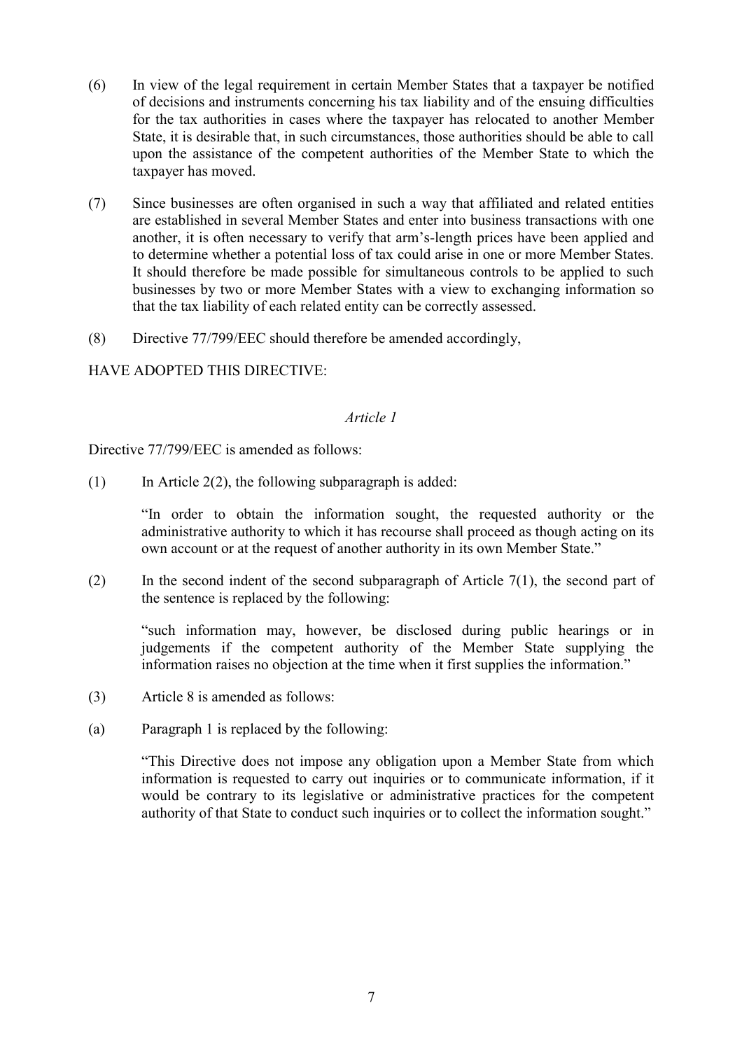(6) In view of the legal requirement in certain Member States that a taxpayer be notified of decisions and instruments concerning his tax liability and of the ensuing difficulties for the tax authorities in cases where the taxpayer has relocated to another Member State, it is desirable that, in such circumstances, those authorities should be able to call upon the assistance of the competent authorities of the Member State to which the taxpayer has moved.

(7) Since businesses are often organised in such a way that affiliated and related entities are established in several Member States and enter into business transactions with one another, it is often necessary to verify that arm's-length prices have been applied and to determine whether a potential loss of tax could arise in one or more Member States. It should therefore be made possible for simultaneous controls to be applied to such businesses by two or more Member States with a view to exchanging information so that the tax liability of each related entity can be correctly assessed.

(8) Directive 77/799/EEC should therefore be amended accordingly,

HAVE ADOPTED THIS DIRECTIVE:

*Article 1*

Directive 77/799/EEC is amended as follows:

(1) In Article 2(2), the following subparagraph is added:

"In order to obtain the information sought, the requested authority or the administrative authority to which it has recourse shall proceed as though acting on its own account or at the request of another authority in its own Member State."

(2) In the second indent of the second subparagraph of Article 7(1), the second part of the sentence is replaced by the following:

"such information may, however, be disclosed during public hearings or in judgements if the competent authority of the Member State supplying the information raises no objection at the time when it first supplies the information."

(3) Article 8 is amended as follows:

(a) Paragraph 1 is replaced by the following:

"This Directive does not impose any obligation upon a Member State from which information is requested to carry out inquiries or to communicate information, if it would be contrary to its legislative or administrative practices for the competent authority of that State to conduct such inquiries or to collect the information sought."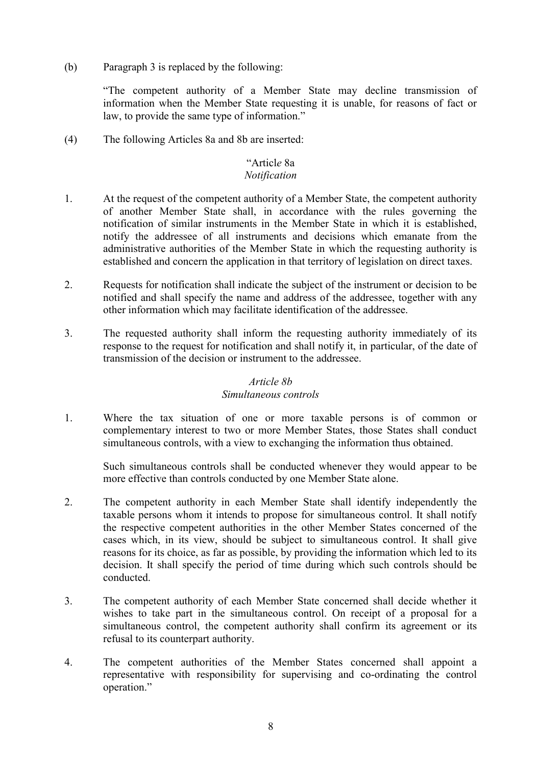(b) Paragraph 3 is replaced by the following:

"The competent authority of a Member State may decline transmission of information when the Member State requesting it is unable, for reasons of fact or law, to provide the same type of information."

(4) The following Articles 8a and 8b are inserted:

"Article 8a
*Notification*

1. At the request of the competent authority of a Member State, the competent authority of another Member State shall, in accordance with the rules governing the notification of similar instruments in the Member State in which it is established, notify the addressee of all instruments and decisions which emanate from the administrative authorities of the Member State in which the requesting authority is established and concern the application in that territory of legislation on direct taxes.

2. Requests for notification shall indicate the subject of the instrument or decision to be notified and shall specify the name and address of the addressee, together with any other information which may facilitate identification of the addressee.

3. The requested authority shall inform the requesting authority immediately of its response to the request for notification and shall notify it, in particular, of the date of transmission of the decision or instrument to the addressee.

*Article 8b*
*Simultaneous controls*

1. Where the tax situation of one or more taxable persons is of common or complementary interest to two or more Member States, those States shall conduct simultaneous controls, with a view to exchanging the information thus obtained.

   Such simultaneous controls shall be conducted whenever they would appear to be more effective than controls conducted by one Member State alone.

2. The competent authority in each Member State shall identify independently the taxable persons whom it intends to propose for simultaneous control. It shall notify the respective competent authorities in the other Member States concerned of the cases which, in its view, should be subject to simultaneous control. It shall give reasons for its choice, as far as possible, by providing the information which led to its decision. It shall specify the period of time during which such controls should be conducted.

3. The competent authority of each Member State concerned shall decide whether it wishes to take part in the simultaneous control. On receipt of a proposal for a simultaneous control, the competent authority shall confirm its agreement or its refusal to its counterpart authority.

4. The competent authorities of the Member States concerned shall appoint a representative with responsibility for supervising and co-ordinating the control operation."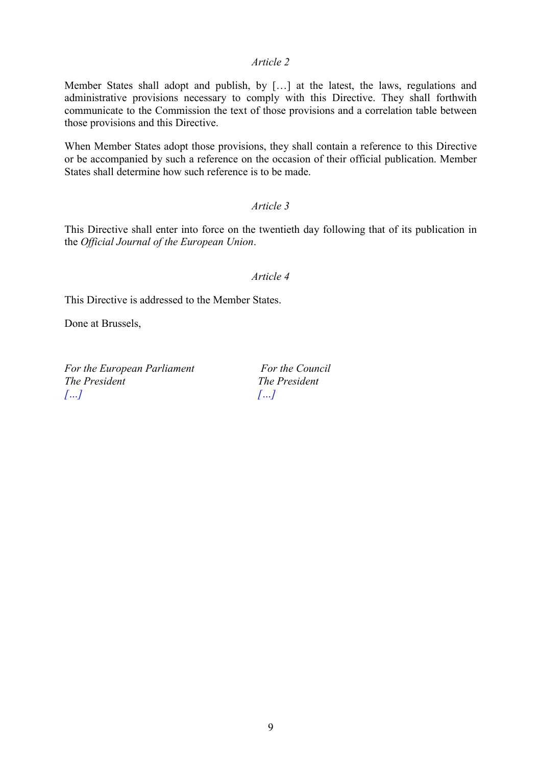*Article 2*

Member States shall adopt and publish, by […] at the latest, the laws, regulations and administrative provisions necessary to comply with this Directive. They shall forthwith communicate to the Commission the text of those provisions and a correlation table between those provisions and this Directive.

When Member States adopt those provisions, they shall contain a reference to this Directive or be accompanied by such a reference on the occasion of their official publication. Member States shall determine how such reference is to be made.

*Article 3*

This Directive shall enter into force on the twentieth day following that of its publication in the *Official Journal of the European Union*.

*Article 4*

This Directive is addressed to the Member States.

Done at Brussels,

*For the European Parliament*
*The President*
*[…]*

*For the Council*
*The President*
*[…]*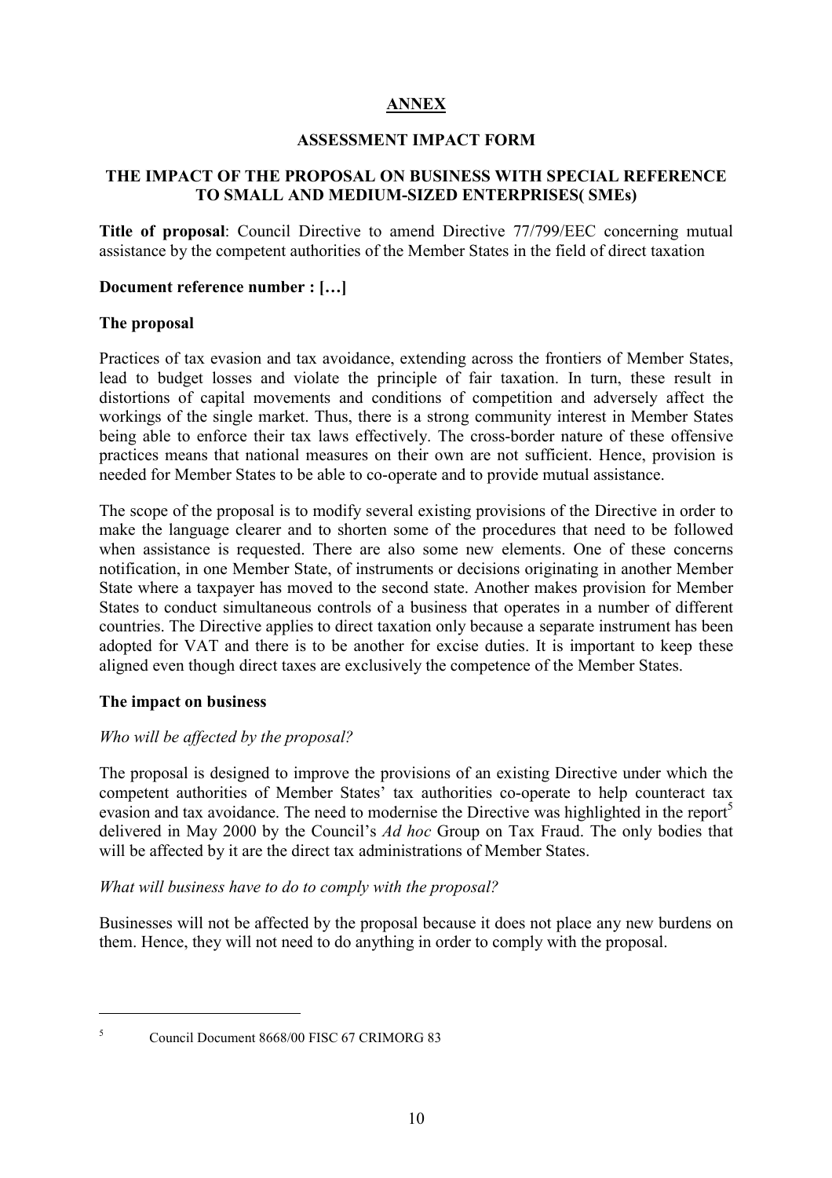# ANNEX

## ASSESSMENT IMPACT FORM

## THE IMPACT OF THE PROPOSAL ON BUSINESS WITH SPECIAL REFERENCE TO SMALL AND MEDIUM-SIZED ENTERPRISES( SMEs)

**Title of proposal**: Council Directive to amend Directive 77/799/EEC concerning mutual assistance by the competent authorities of the Member States in the field of direct taxation

**Document reference number : […]**

**The proposal**

Practices of tax evasion and tax avoidance, extending across the frontiers of Member States, lead to budget losses and violate the principle of fair taxation. In turn, these result in distortions of capital movements and conditions of competition and adversely affect the workings of the single market. Thus, there is a strong community interest in Member States being able to enforce their tax laws effectively. The cross-border nature of these offensive practices means that national measures on their own are not sufficient. Hence, provision is needed for Member States to be able to co-operate and to provide mutual assistance.

The scope of the proposal is to modify several existing provisions of the Directive in order to make the language clearer and to shorten some of the procedures that need to be followed when assistance is requested. There are also some new elements. One of these concerns notification, in one Member State, of instruments or decisions originating in another Member State where a taxpayer has moved to the second state. Another makes provision for Member States to conduct simultaneous controls of a business that operates in a number of different countries. The Directive applies to direct taxation only because a separate instrument has been adopted for VAT and there is to be another for excise duties. It is important to keep these aligned even though direct taxes are exclusively the competence of the Member States.

**The impact on business**

*Who will be affected by the proposal?*

The proposal is designed to improve the provisions of an existing Directive under which the competent authorities of Member States' tax authorities co-operate to help counteract tax evasion and tax avoidance. The need to modernise the Directive was highlighted in the report[5] delivered in May 2000 by the Council's *Ad hoc* Group on Tax Fraud. The only bodies that will be affected by it are the direct tax administrations of Member States.

*What will business have to do to comply with the proposal?*

Businesses will not be affected by the proposal because it does not place any new burdens on them. Hence, they will not need to do anything in order to comply with the proposal.

---

[5] Council Document 8668/00 FISC 67 CRIMORG 83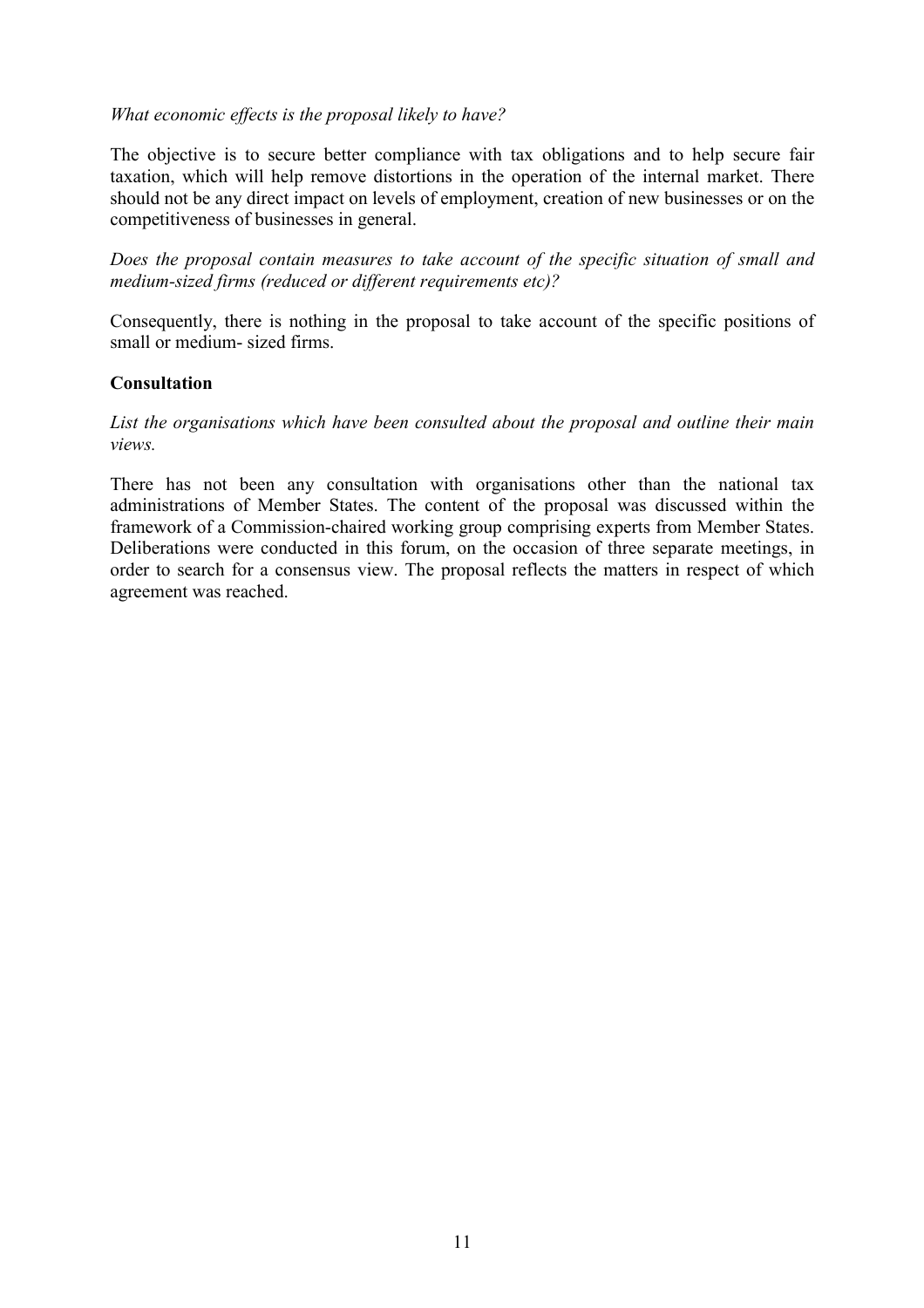*What economic effects is the proposal likely to have?*

The objective is to secure better compliance with tax obligations and to help secure fair taxation, which will help remove distortions in the operation of the internal market. There should not be any direct impact on levels of employment, creation of new businesses or on the competitiveness of businesses in general.

*Does the proposal contain measures to take account of the specific situation of small and medium-sized firms (reduced or different requirements etc)?*

Consequently, there is nothing in the proposal to take account of the specific positions of small or medium- sized firms.

**Consultation**

*List the organisations which have been consulted about the proposal and outline their main views.*

There has not been any consultation with organisations other than the national tax administrations of Member States. The content of the proposal was discussed within the framework of a Commission-chaired working group comprising experts from Member States. Deliberations were conducted in this forum, on the occasion of three separate meetings, in order to search for a consensus view. The proposal reflects the matters in respect of which agreement was reached.